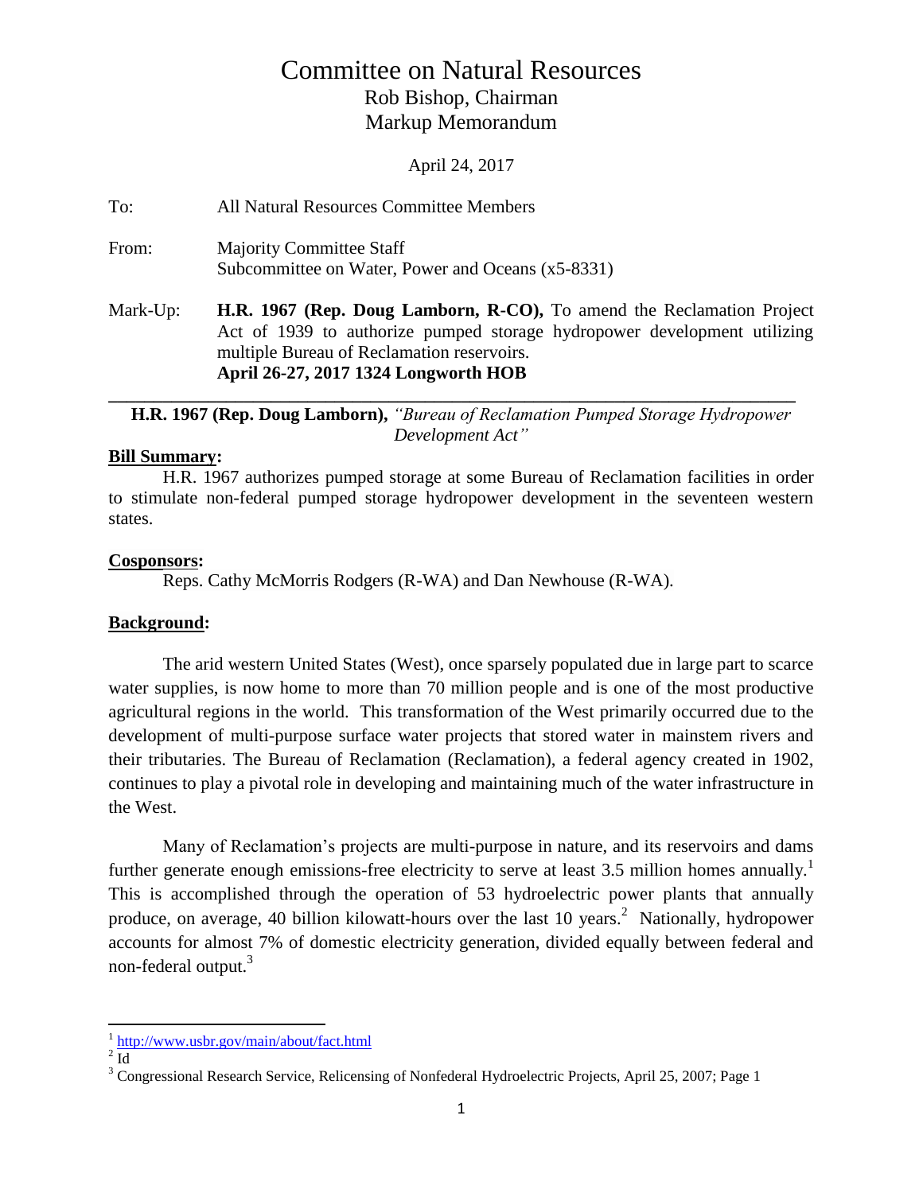# Committee on Natural Resources

## Rob Bishop, Chairman
## Markup Memorandum

April 24, 2017

**To:** All Natural Resources Committee Members

**From:** Majority Committee Staff
Subcommittee on Water, Power and Oceans (x5-8331)

**Mark-Up:** **H.R. 1967 (Rep. Doug Lamborn, R-CO),** To amend the Reclamation Project Act of 1939 to authorize pumped storage hydropower development utilizing multiple Bureau of Reclamation reservoirs.
**April 26-27, 2017 1324 Longworth HOB**

---

**H.R. 1967 (Rep. Doug Lamborn),** *"Bureau of Reclamation Pumped Storage Hydropower Development Act"*

**Bill Summary:**

H.R. 1967 authorizes pumped storage at some Bureau of Reclamation facilities in order to stimulate non-federal pumped storage hydropower development in the seventeen western states.

**Cosponsors:**

Reps. Cathy McMorris Rodgers (R-WA) and Dan Newhouse (R-WA).

**Background:**

The arid western United States (West), once sparsely populated due in large part to scarce water supplies, is now home to more than 70 million people and is one of the most productive agricultural regions in the world. This transformation of the West primarily occurred due to the development of multi-purpose surface water projects that stored water in mainstem rivers and their tributaries. The Bureau of Reclamation (Reclamation), a federal agency created in 1902, continues to play a pivotal role in developing and maintaining much of the water infrastructure in the West.

Many of Reclamation's projects are multi-purpose in nature, and its reservoirs and dams further generate enough emissions-free electricity to serve at least 3.5 million homes annually.[1] This is accomplished through the operation of 53 hydroelectric power plants that annually produce, on average, 40 billion kilowatt-hours over the last 10 years.[2] Nationally, hydropower accounts for almost 7% of domestic electricity generation, divided equally between federal and non-federal output.[3]

---

[1] http://www.usbr.gov/main/about/fact.html

[2] Id

[3] Congressional Research Service, Relicensing of Nonfederal Hydroelectric Projects, April 25, 2007; Page 1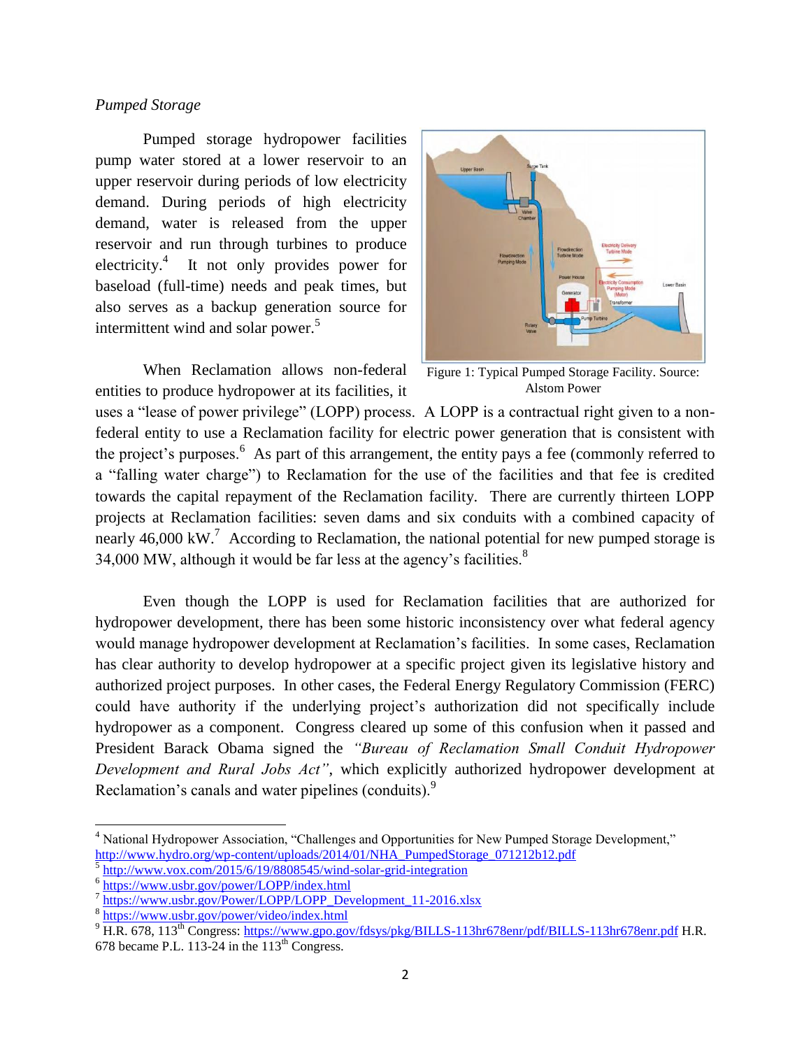*Pumped Storage*

Pumped storage hydropower facilities pump water stored at a lower reservoir to an upper reservoir during periods of low electricity demand. During periods of high electricity demand, water is released from the upper reservoir and run through turbines to produce electricity.[4] It not only provides power for baseload (full-time) needs and peak times, but also serves as a backup generation source for intermittent wind and solar power.[5]

Figure 1: Typical Pumped Storage Facility. Source: Alstom Power

When Reclamation allows non-federal entities to produce hydropower at its facilities, it uses a "lease of power privilege" (LOPP) process. A LOPP is a contractual right given to a non-federal entity to use a Reclamation facility for electric power generation that is consistent with the project's purposes.[6] As part of this arrangement, the entity pays a fee (commonly referred to a "falling water charge") to Reclamation for the use of the facilities and that fee is credited towards the capital repayment of the Reclamation facility. There are currently thirteen LOPP projects at Reclamation facilities: seven dams and six conduits with a combined capacity of nearly 46,000 kW.[7] According to Reclamation, the national potential for new pumped storage is 34,000 MW, although it would be far less at the agency's facilities.[8]

Even though the LOPP is used for Reclamation facilities that are authorized for hydropower development, there has been some historic inconsistency over what federal agency would manage hydropower development at Reclamation's facilities. In some cases, Reclamation has clear authority to develop hydropower at a specific project given its legislative history and authorized project purposes. In other cases, the Federal Energy Regulatory Commission (FERC) could have authority if the underlying project's authorization did not specifically include hydropower as a component. Congress cleared up some of this confusion when it passed and President Barack Obama signed the *"Bureau of Reclamation Small Conduit Hydropower Development and Rural Jobs Act"*, which explicitly authorized hydropower development at Reclamation's canals and water pipelines (conduits).[9]

---

[4] National Hydropower Association, "Challenges and Opportunities for New Pumped Storage Development," http://www.hydro.org/wp-content/uploads/2014/01/NHA_PumpedStorage_071212b12.pdf

[5] http://www.vox.com/2015/6/19/8808545/wind-solar-grid-integration

[6] https://www.usbr.gov/power/LOPP/index.html

[7] https://www.usbr.gov/Power/LOPP/LOPP_Development_11-2016.xlsx

[8] https://www.usbr.gov/power/video/index.html

[9] H.R. 678, 113th Congress: https://www.gpo.gov/fdsys/pkg/BILLS-113hr678enr/pdf/BILLS-113hr678enr.pdf H.R. 678 became P.L. 113-24 in the 113th Congress.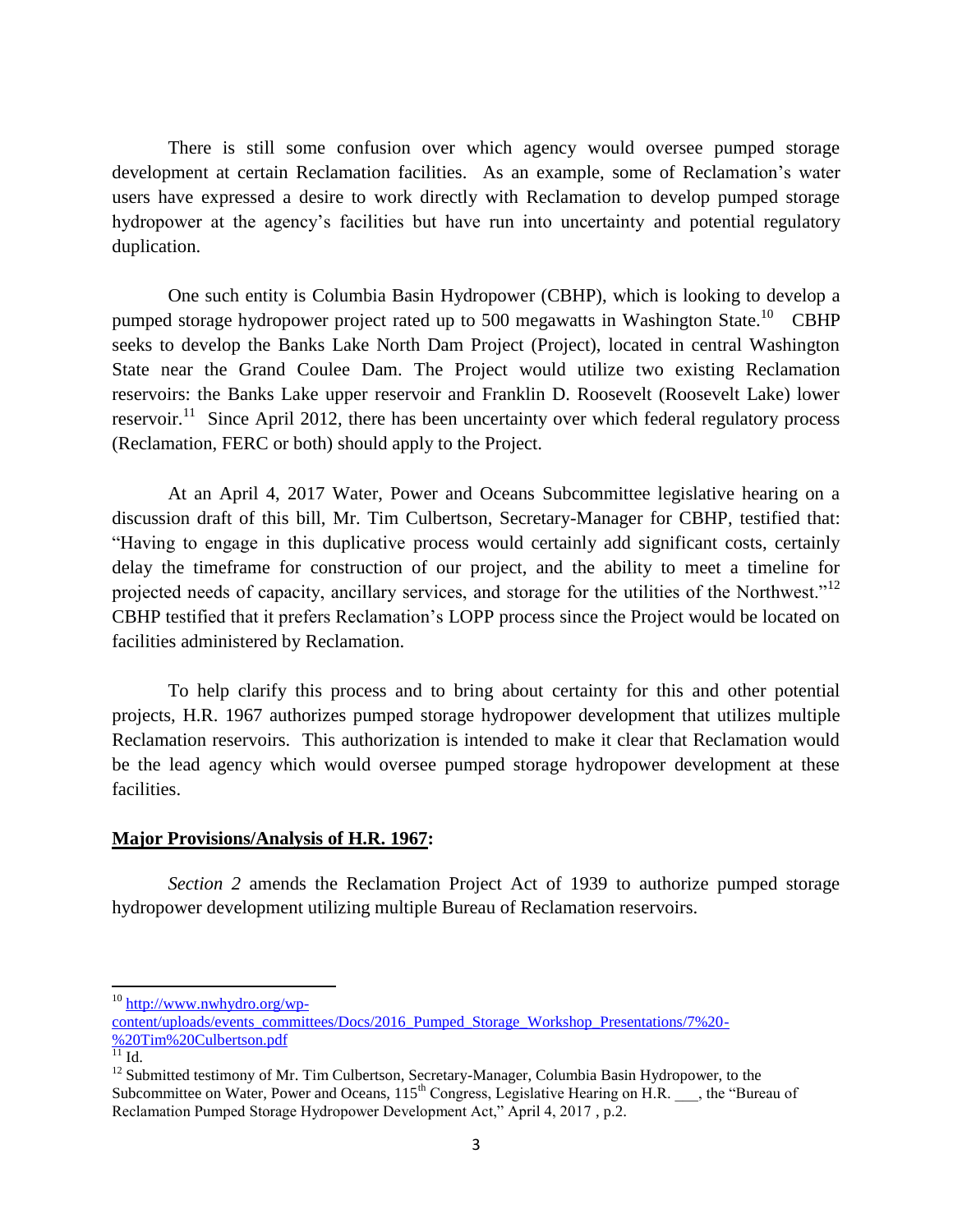There is still some confusion over which agency would oversee pumped storage development at certain Reclamation facilities. As an example, some of Reclamation's water users have expressed a desire to work directly with Reclamation to develop pumped storage hydropower at the agency's facilities but have run into uncertainty and potential regulatory duplication.

One such entity is Columbia Basin Hydropower (CBHP), which is looking to develop a pumped storage hydropower project rated up to 500 megawatts in Washington State.[10] CBHP seeks to develop the Banks Lake North Dam Project (Project), located in central Washington State near the Grand Coulee Dam. The Project would utilize two existing Reclamation reservoirs: the Banks Lake upper reservoir and Franklin D. Roosevelt (Roosevelt Lake) lower reservoir.[11] Since April 2012, there has been uncertainty over which federal regulatory process (Reclamation, FERC or both) should apply to the Project.

At an April 4, 2017 Water, Power and Oceans Subcommittee legislative hearing on a discussion draft of this bill, Mr. Tim Culbertson, Secretary-Manager for CBHP, testified that: "Having to engage in this duplicative process would certainly add significant costs, certainly delay the timeframe for construction of our project, and the ability to meet a timeline for projected needs of capacity, ancillary services, and storage for the utilities of the Northwest."[12] CBHP testified that it prefers Reclamation's LOPP process since the Project would be located on facilities administered by Reclamation.

To help clarify this process and to bring about certainty for this and other potential projects, H.R. 1967 authorizes pumped storage hydropower development that utilizes multiple Reclamation reservoirs. This authorization is intended to make it clear that Reclamation would be the lead agency which would oversee pumped storage hydropower development at these facilities.

**Major Provisions/Analysis of H.R. 1967:**

*Section 2* amends the Reclamation Project Act of 1939 to authorize pumped storage hydropower development utilizing multiple Bureau of Reclamation reservoirs.

---

[10] http://www.nwhydro.org/wp-content/uploads/events_committees/Docs/2016_Pumped_Storage_Workshop_Presentations/7%20-%20Tim%20Culbertson.pdf

[11] Id.

[12] Submitted testimony of Mr. Tim Culbertson, Secretary-Manager, Columbia Basin Hydropower, to the Subcommittee on Water, Power and Oceans, 115th Congress, Legislative Hearing on H.R. ___, the "Bureau of Reclamation Pumped Storage Hydropower Development Act," April 4, 2017 , p.2.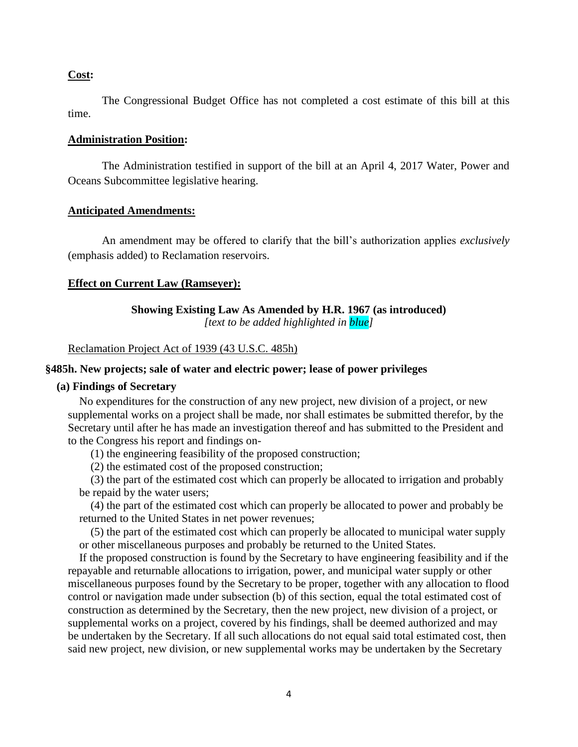**<u>Cost</u>:**

The Congressional Budget Office has not completed a cost estimate of this bill at this time.

**<u>Administration Position</u>:**

The Administration testified in support of the bill at an April 4, 2017 Water, Power and Oceans Subcommittee legislative hearing.

**<u>Anticipated Amendments:</u>**

An amendment may be offered to clarify that the bill's authorization applies *exclusively* (emphasis added) to Reclamation reservoirs.

**<u>Effect on Current Law (Ramseyer):</u>**

**Showing Existing Law As Amended by H.R. 1967 (as introduced)**
*[text to be added highlighted in blue]*

<u>Reclamation Project Act of 1939 (43 U.S.C. 485h)</u>

**§485h. New projects; sale of water and electric power; lease of power privileges**

**(a) Findings of Secretary**

No expenditures for the construction of any new project, new division of a project, or new supplemental works on a project shall be made, nor shall estimates be submitted therefor, by the Secretary until after he has made an investigation thereof and has submitted to the President and to the Congress his report and findings on-

(1) the engineering feasibility of the proposed construction;

(2) the estimated cost of the proposed construction;

(3) the part of the estimated cost which can properly be allocated to irrigation and probably be repaid by the water users;

(4) the part of the estimated cost which can properly be allocated to power and probably be returned to the United States in net power revenues;

(5) the part of the estimated cost which can properly be allocated to municipal water supply or other miscellaneous purposes and probably be returned to the United States.

If the proposed construction is found by the Secretary to have engineering feasibility and if the repayable and returnable allocations to irrigation, power, and municipal water supply or other miscellaneous purposes found by the Secretary to be proper, together with any allocation to flood control or navigation made under subsection (b) of this section, equal the total estimated cost of construction as determined by the Secretary, then the new project, new division of a project, or supplemental works on a project, covered by his findings, shall be deemed authorized and may be undertaken by the Secretary. If all such allocations do not equal said total estimated cost, then said new project, new division, or new supplemental works may be undertaken by the Secretary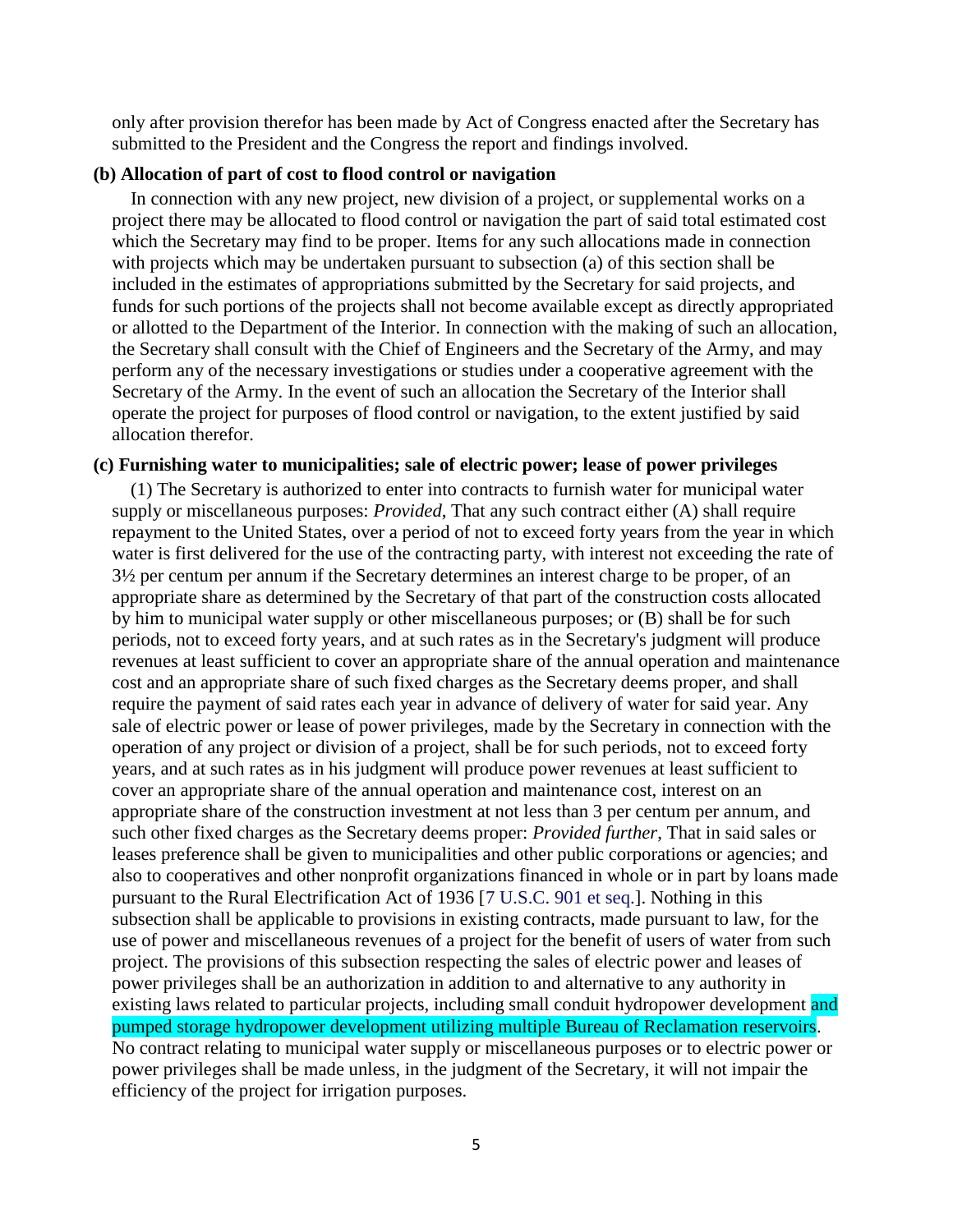only after provision therefor has been made by Act of Congress enacted after the Secretary has submitted to the President and the Congress the report and findings involved.

**(b) Allocation of part of cost to flood control or navigation**

In connection with any new project, new division of a project, or supplemental works on a project there may be allocated to flood control or navigation the part of said total estimated cost which the Secretary may find to be proper. Items for any such allocations made in connection with projects which may be undertaken pursuant to subsection (a) of this section shall be included in the estimates of appropriations submitted by the Secretary for said projects, and funds for such portions of the projects shall not become available except as directly appropriated or allotted to the Department of the Interior. In connection with the making of such an allocation, the Secretary shall consult with the Chief of Engineers and the Secretary of the Army, and may perform any of the necessary investigations or studies under a cooperative agreement with the Secretary of the Army. In the event of such an allocation the Secretary of the Interior shall operate the project for purposes of flood control or navigation, to the extent justified by said allocation therefor.

**(c) Furnishing water to municipalities; sale of electric power; lease of power privileges**

(1) The Secretary is authorized to enter into contracts to furnish water for municipal water supply or miscellaneous purposes: *Provided*, That any such contract either (A) shall require repayment to the United States, over a period of not to exceed forty years from the year in which water is first delivered for the use of the contracting party, with interest not exceeding the rate of 3½ per centum per annum if the Secretary determines an interest charge to be proper, of an appropriate share as determined by the Secretary of that part of the construction costs allocated by him to municipal water supply or other miscellaneous purposes; or (B) shall be for such periods, not to exceed forty years, and at such rates as in the Secretary's judgment will produce revenues at least sufficient to cover an appropriate share of the annual operation and maintenance cost and an appropriate share of such fixed charges as the Secretary deems proper, and shall require the payment of said rates each year in advance of delivery of water for said year. Any sale of electric power or lease of power privileges, made by the Secretary in connection with the operation of any project or division of a project, shall be for such periods, not to exceed forty years, and at such rates as in his judgment will produce power revenues at least sufficient to cover an appropriate share of the annual operation and maintenance cost, interest on an appropriate share of the construction investment at not less than 3 per centum per annum, and such other fixed charges as the Secretary deems proper: *Provided further*, That in said sales or leases preference shall be given to municipalities and other public corporations or agencies; and also to cooperatives and other nonprofit organizations financed in whole or in part by loans made pursuant to the Rural Electrification Act of 1936 [7 U.S.C. 901 et seq.]. Nothing in this subsection shall be applicable to provisions in existing contracts, made pursuant to law, for the use of power and miscellaneous revenues of a project for the benefit of users of water from such project. The provisions of this subsection respecting the sales of electric power and leases of power privileges shall be an authorization in addition to and alternative to any authority in existing laws related to particular projects, including small conduit hydropower development and pumped storage hydropower development utilizing multiple Bureau of Reclamation reservoirs. No contract relating to municipal water supply or miscellaneous purposes or to electric power or power privileges shall be made unless, in the judgment of the Secretary, it will not impair the efficiency of the project for irrigation purposes.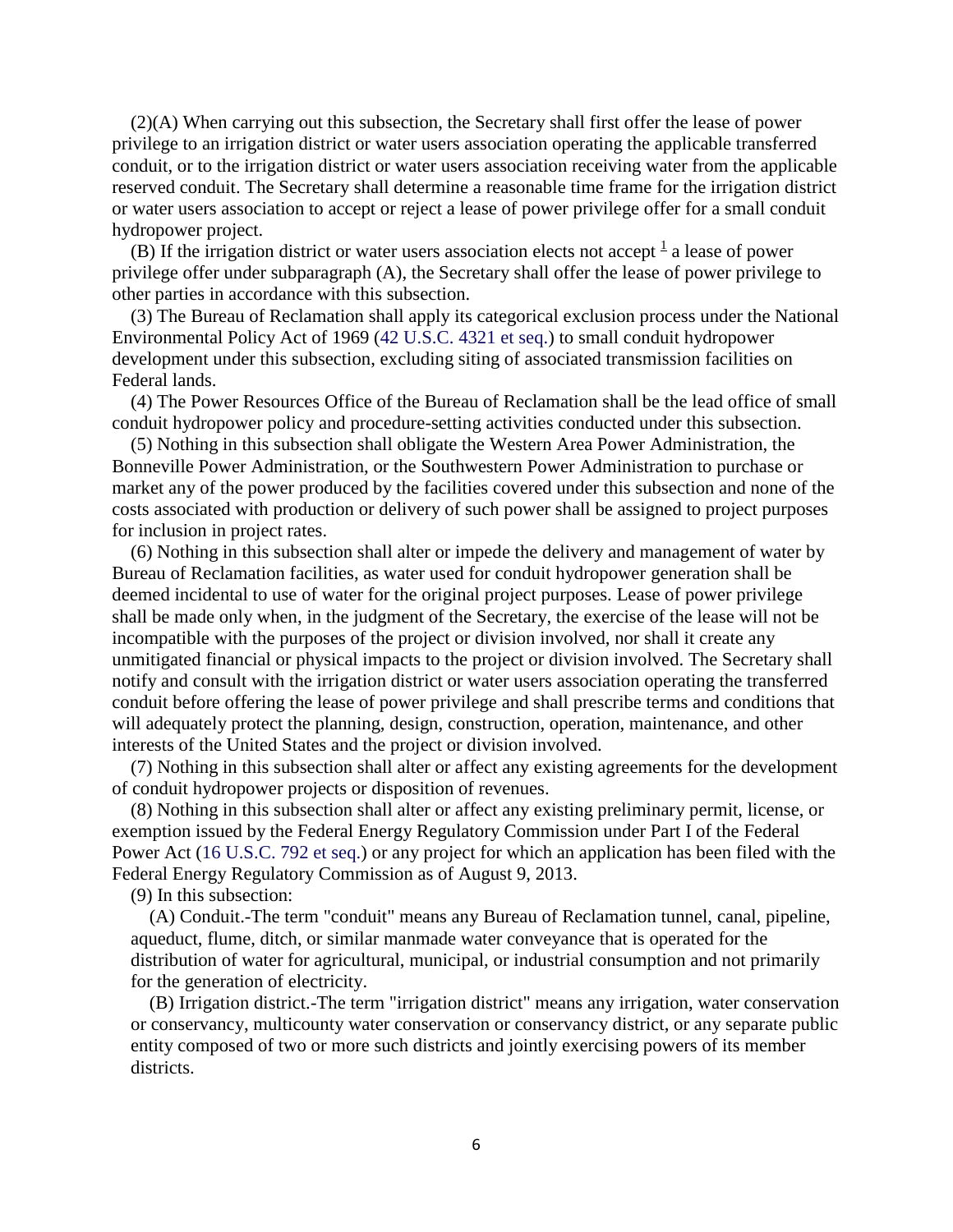(2)(A) When carrying out this subsection, the Secretary shall first offer the lease of power privilege to an irrigation district or water users association operating the applicable transferred conduit, or to the irrigation district or water users association receiving water from the applicable reserved conduit. The Secretary shall determine a reasonable time frame for the irrigation district or water users association to accept or reject a lease of power privilege offer for a small conduit hydropower project.

(B) If the irrigation district or water users association elects not accept [1] a lease of power privilege offer under subparagraph (A), the Secretary shall offer the lease of power privilege to other parties in accordance with this subsection.

(3) The Bureau of Reclamation shall apply its categorical exclusion process under the National Environmental Policy Act of 1969 (42 U.S.C. 4321 et seq.) to small conduit hydropower development under this subsection, excluding siting of associated transmission facilities on Federal lands.

(4) The Power Resources Office of the Bureau of Reclamation shall be the lead office of small conduit hydropower policy and procedure-setting activities conducted under this subsection.

(5) Nothing in this subsection shall obligate the Western Area Power Administration, the Bonneville Power Administration, or the Southwestern Power Administration to purchase or market any of the power produced by the facilities covered under this subsection and none of the costs associated with production or delivery of such power shall be assigned to project purposes for inclusion in project rates.

(6) Nothing in this subsection shall alter or impede the delivery and management of water by Bureau of Reclamation facilities, as water used for conduit hydropower generation shall be deemed incidental to use of water for the original project purposes. Lease of power privilege shall be made only when, in the judgment of the Secretary, the exercise of the lease will not be incompatible with the purposes of the project or division involved, nor shall it create any unmitigated financial or physical impacts to the project or division involved. The Secretary shall notify and consult with the irrigation district or water users association operating the transferred conduit before offering the lease of power privilege and shall prescribe terms and conditions that will adequately protect the planning, design, construction, operation, maintenance, and other interests of the United States and the project or division involved.

(7) Nothing in this subsection shall alter or affect any existing agreements for the development of conduit hydropower projects or disposition of revenues.

(8) Nothing in this subsection shall alter or affect any existing preliminary permit, license, or exemption issued by the Federal Energy Regulatory Commission under Part I of the Federal Power Act (16 U.S.C. 792 et seq.) or any project for which an application has been filed with the Federal Energy Regulatory Commission as of August 9, 2013.

(9) In this subsection:

(A) Conduit.-The term "conduit" means any Bureau of Reclamation tunnel, canal, pipeline, aqueduct, flume, ditch, or similar manmade water conveyance that is operated for the distribution of water for agricultural, municipal, or industrial consumption and not primarily for the generation of electricity.

(B) Irrigation district.-The term "irrigation district" means any irrigation, water conservation or conservancy, multicounty water conservation or conservancy district, or any separate public entity composed of two or more such districts and jointly exercising powers of its member districts.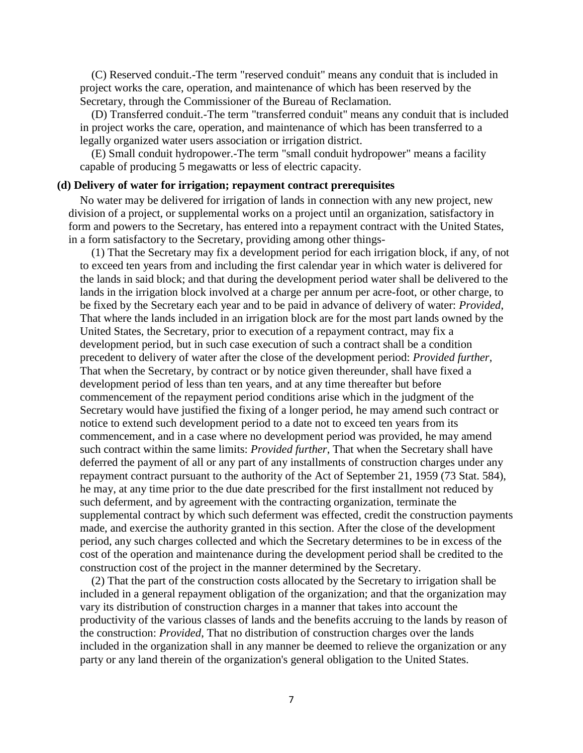(C) Reserved conduit.-The term "reserved conduit" means any conduit that is included in project works the care, operation, and maintenance of which has been reserved by the Secretary, through the Commissioner of the Bureau of Reclamation.

(D) Transferred conduit.-The term "transferred conduit" means any conduit that is included in project works the care, operation, and maintenance of which has been transferred to a legally organized water users association or irrigation district.

(E) Small conduit hydropower.-The term "small conduit hydropower" means a facility capable of producing 5 megawatts or less of electric capacity.

**(d) Delivery of water for irrigation; repayment contract prerequisites**

No water may be delivered for irrigation of lands in connection with any new project, new division of a project, or supplemental works on a project until an organization, satisfactory in form and powers to the Secretary, has entered into a repayment contract with the United States, in a form satisfactory to the Secretary, providing among other things-

(1) That the Secretary may fix a development period for each irrigation block, if any, of not to exceed ten years from and including the first calendar year in which water is delivered for the lands in said block; and that during the development period water shall be delivered to the lands in the irrigation block involved at a charge per annum per acre-foot, or other charge, to be fixed by the Secretary each year and to be paid in advance of delivery of water: *Provided*, That where the lands included in an irrigation block are for the most part lands owned by the United States, the Secretary, prior to execution of a repayment contract, may fix a development period, but in such case execution of such a contract shall be a condition precedent to delivery of water after the close of the development period: *Provided further*, That when the Secretary, by contract or by notice given thereunder, shall have fixed a development period of less than ten years, and at any time thereafter but before commencement of the repayment period conditions arise which in the judgment of the Secretary would have justified the fixing of a longer period, he may amend such contract or notice to extend such development period to a date not to exceed ten years from its commencement, and in a case where no development period was provided, he may amend such contract within the same limits: *Provided further*, That when the Secretary shall have deferred the payment of all or any part of any installments of construction charges under any repayment contract pursuant to the authority of the Act of September 21, 1959 (73 Stat. 584), he may, at any time prior to the due date prescribed for the first installment not reduced by such deferment, and by agreement with the contracting organization, terminate the supplemental contract by which such deferment was effected, credit the construction payments made, and exercise the authority granted in this section. After the close of the development period, any such charges collected and which the Secretary determines to be in excess of the cost of the operation and maintenance during the development period shall be credited to the construction cost of the project in the manner determined by the Secretary.

(2) That the part of the construction costs allocated by the Secretary to irrigation shall be included in a general repayment obligation of the organization; and that the organization may vary its distribution of construction charges in a manner that takes into account the productivity of the various classes of lands and the benefits accruing to the lands by reason of the construction: *Provided*, That no distribution of construction charges over the lands included in the organization shall in any manner be deemed to relieve the organization or any party or any land therein of the organization's general obligation to the United States.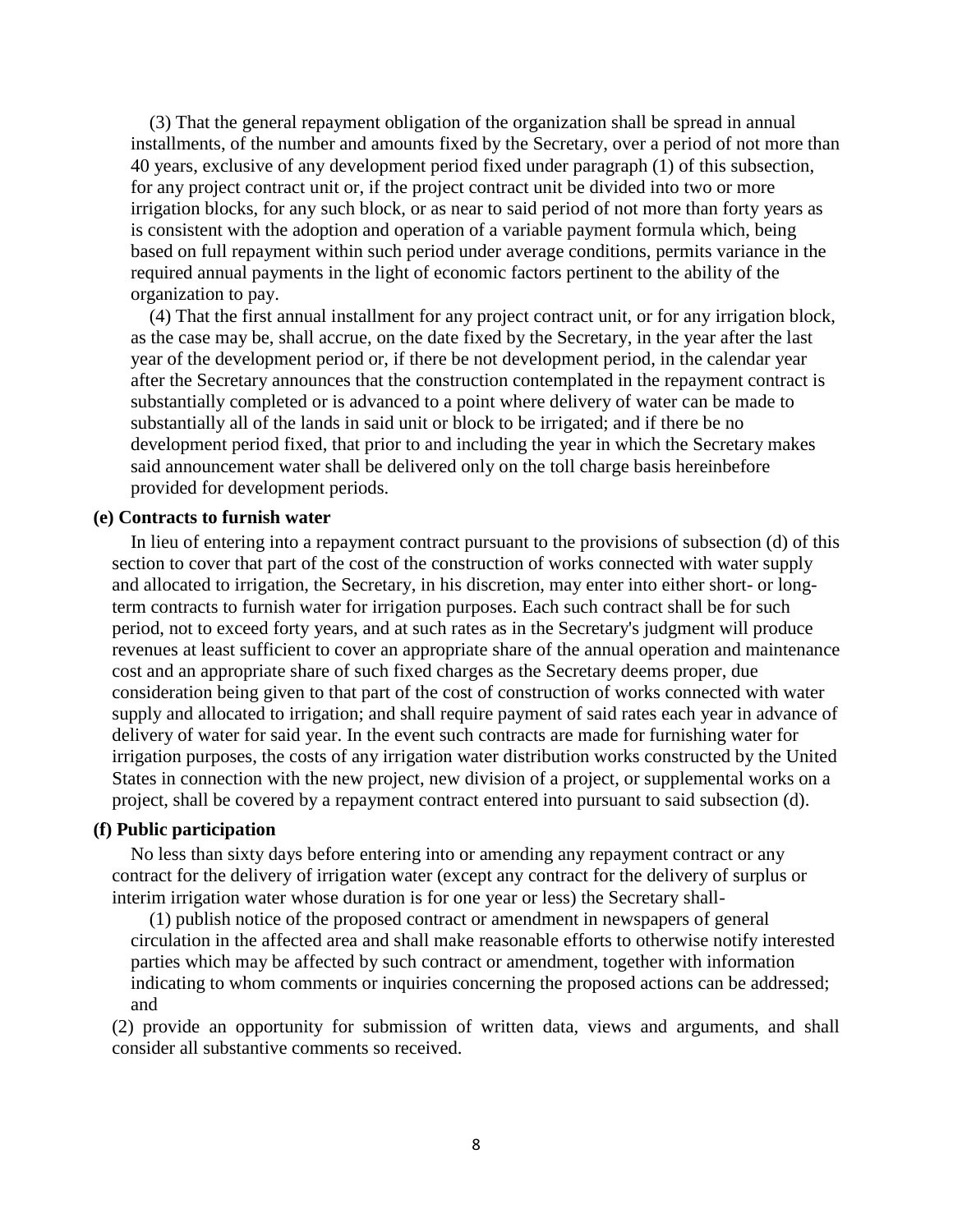(3) That the general repayment obligation of the organization shall be spread in annual installments, of the number and amounts fixed by the Secretary, over a period of not more than 40 years, exclusive of any development period fixed under paragraph (1) of this subsection, for any project contract unit or, if the project contract unit be divided into two or more irrigation blocks, for any such block, or as near to said period of not more than forty years as is consistent with the adoption and operation of a variable payment formula which, being based on full repayment within such period under average conditions, permits variance in the required annual payments in the light of economic factors pertinent to the ability of the organization to pay.

(4) That the first annual installment for any project contract unit, or for any irrigation block, as the case may be, shall accrue, on the date fixed by the Secretary, in the year after the last year of the development period or, if there be not development period, in the calendar year after the Secretary announces that the construction contemplated in the repayment contract is substantially completed or is advanced to a point where delivery of water can be made to substantially all of the lands in said unit or block to be irrigated; and if there be no development period fixed, that prior to and including the year in which the Secretary makes said announcement water shall be delivered only on the toll charge basis hereinbefore provided for development periods.

**(e) Contracts to furnish water**

In lieu of entering into a repayment contract pursuant to the provisions of subsection (d) of this section to cover that part of the cost of the construction of works connected with water supply and allocated to irrigation, the Secretary, in his discretion, may enter into either short- or long-term contracts to furnish water for irrigation purposes. Each such contract shall be for such period, not to exceed forty years, and at such rates as in the Secretary's judgment will produce revenues at least sufficient to cover an appropriate share of the annual operation and maintenance cost and an appropriate share of such fixed charges as the Secretary deems proper, due consideration being given to that part of the cost of construction of works connected with water supply and allocated to irrigation; and shall require payment of said rates each year in advance of delivery of water for said year. In the event such contracts are made for furnishing water for irrigation purposes, the costs of any irrigation water distribution works constructed by the United States in connection with the new project, new division of a project, or supplemental works on a project, shall be covered by a repayment contract entered into pursuant to said subsection (d).

**(f) Public participation**

No less than sixty days before entering into or amending any repayment contract or any contract for the delivery of irrigation water (except any contract for the delivery of surplus or interim irrigation water whose duration is for one year or less) the Secretary shall-

(1) publish notice of the proposed contract or amendment in newspapers of general circulation in the affected area and shall make reasonable efforts to otherwise notify interested parties which may be affected by such contract or amendment, together with information indicating to whom comments or inquiries concerning the proposed actions can be addressed; and

(2) provide an opportunity for submission of written data, views and arguments, and shall consider all substantive comments so received.